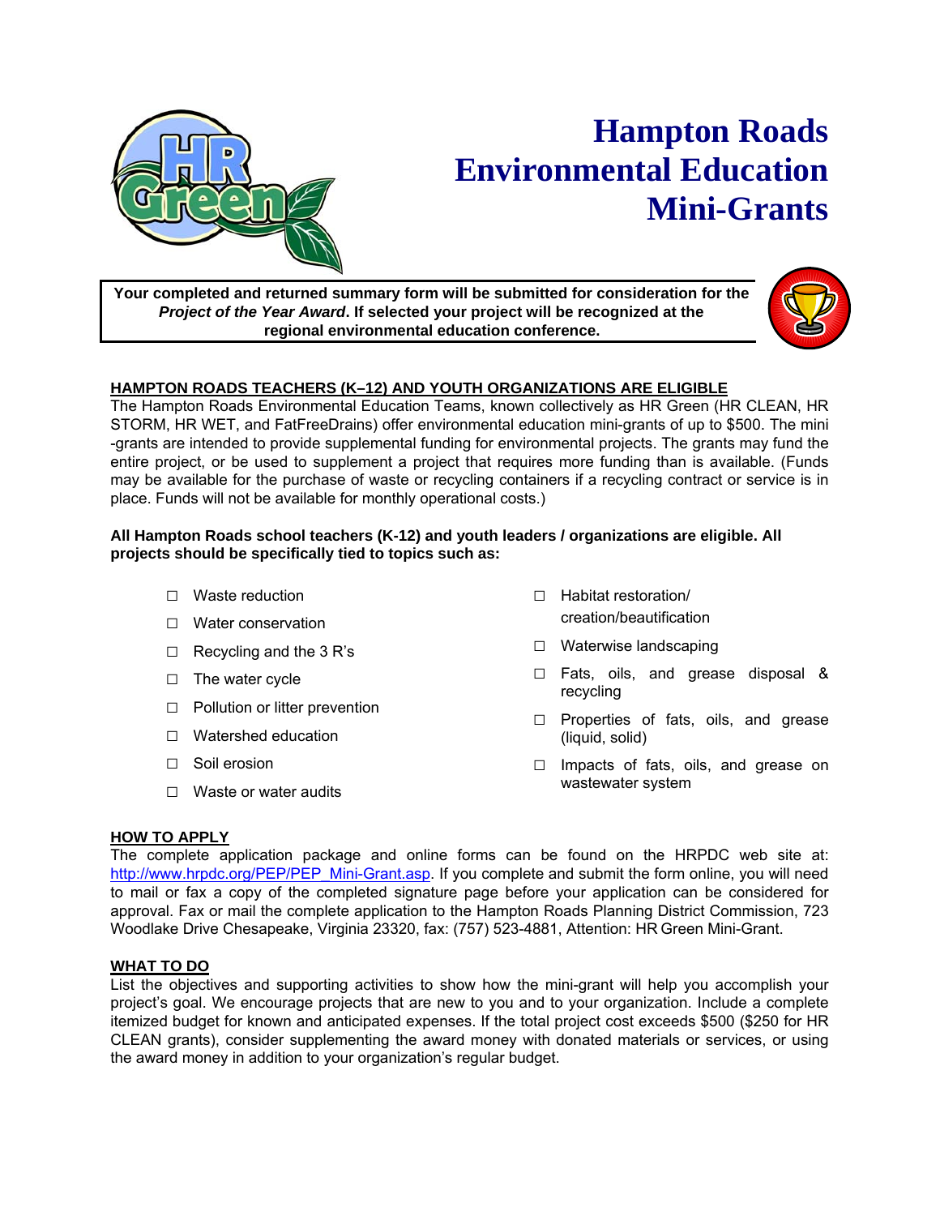# Hampton Roads Environmental Education Mini-Grants

**Your completed and returned summary form will be submitted for consideration for the *Project of the Year Award*. If selected your project will be recognized at the regional environmental education conference.**

## HAMPTON ROADS TEACHERS (K–12) AND YOUTH ORGANIZATIONS ARE ELIGIBLE

The Hampton Roads Environmental Education Teams, known collectively as HR Green (HR CLEAN, HR STORM, HR WET, and FatFreeDrains) offer environmental education mini-grants of up to $500. The mini-grants are intended to provide supplemental funding for environmental projects. The grants may fund the entire project, or be used to supplement a project that requires more funding than is available. (Funds may be available for the purchase of waste or recycling containers if a recycling contract or service is in place. Funds will not be available for monthly operational costs.)

**All Hampton Roads school teachers (K-12) and youth leaders / organizations are eligible. All projects should be specifically tied to topics such as:**

- ☐ Waste reduction
- ☐ Water conservation
- ☐ Recycling and the 3 R's
- ☐ The water cycle
- ☐ Pollution or litter prevention
- ☐ Watershed education
- ☐ Soil erosion
- ☐ Waste or water audits
- ☐ Habitat restoration/creation/beautification
- ☐ Waterwise landscaping
- ☐ Fats, oils, and grease disposal & recycling
- ☐ Properties of fats, oils, and grease (liquid, solid)
- ☐ Impacts of fats, oils, and grease on wastewater system

## HOW TO APPLY

The complete application package and online forms can be found on the HRPDC web site at: http://www.hrpdc.org/PEP/PEP_Mini-Grant.asp. If you complete and submit the form online, you will need to mail or fax a copy of the completed signature page before your application can be considered for approval. Fax or mail the complete application to the Hampton Roads Planning District Commission, 723 Woodlake Drive Chesapeake, Virginia 23320, fax: (757) 523-4881, Attention: HR Green Mini-Grant.

## WHAT TO DO

List the objectives and supporting activities to show how the mini-grant will help you accomplish your project's goal. We encourage projects that are new to you and to your organization. Include a complete itemized budget for known and anticipated expenses. If the total project cost exceeds $500 ($250 for HR CLEAN grants), consider supplementing the award money with donated materials or services, or using the award money in addition to your organization's regular budget.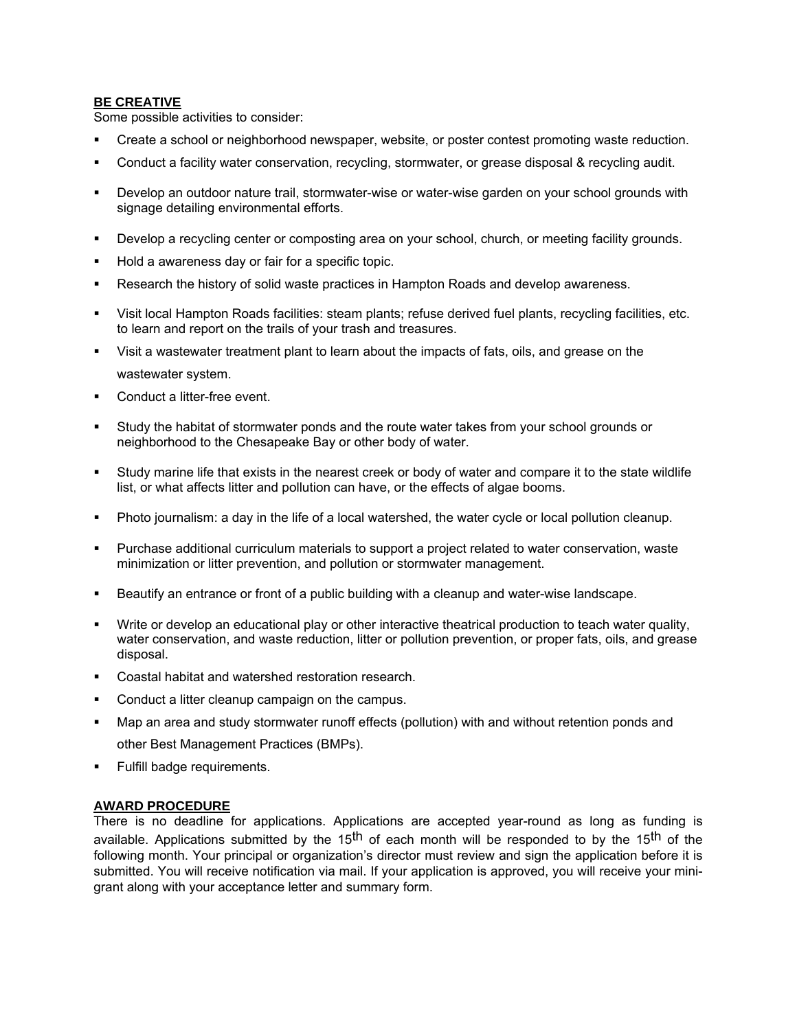## BE CREATIVE

Some possible activities to consider:

- Create a school or neighborhood newspaper, website, or poster contest promoting waste reduction.
- Conduct a facility water conservation, recycling, stormwater, or grease disposal & recycling audit.
- Develop an outdoor nature trail, stormwater-wise or water-wise garden on your school grounds with signage detailing environmental efforts.
- Develop a recycling center or composting area on your school, church, or meeting facility grounds.
- Hold a awareness day or fair for a specific topic.
- Research the history of solid waste practices in Hampton Roads and develop awareness.
- Visit local Hampton Roads facilities: steam plants; refuse derived fuel plants, recycling facilities, etc. to learn and report on the trails of your trash and treasures.
- Visit a wastewater treatment plant to learn about the impacts of fats, oils, and grease on the wastewater system.
- Conduct a litter-free event.
- Study the habitat of stormwater ponds and the route water takes from your school grounds or neighborhood to the Chesapeake Bay or other body of water.
- Study marine life that exists in the nearest creek or body of water and compare it to the state wildlife list, or what affects litter and pollution can have, or the effects of algae booms.
- Photo journalism: a day in the life of a local watershed, the water cycle or local pollution cleanup.
- Purchase additional curriculum materials to support a project related to water conservation, waste minimization or litter prevention, and pollution or stormwater management.
- Beautify an entrance or front of a public building with a cleanup and water-wise landscape.
- Write or develop an educational play or other interactive theatrical production to teach water quality, water conservation, and waste reduction, litter or pollution prevention, or proper fats, oils, and grease disposal.
- Coastal habitat and watershed restoration research.
- Conduct a litter cleanup campaign on the campus.
- Map an area and study stormwater runoff effects (pollution) with and without retention ponds and other Best Management Practices (BMPs).
- Fulfill badge requirements.

## AWARD PROCEDURE

There is no deadline for applications. Applications are accepted year-round as long as funding is available. Applications submitted by the 15th of each month will be responded to by the 15th of the following month. Your principal or organization's director must review and sign the application before it is submitted. You will receive notification via mail. If your application is approved, you will receive your mini-grant along with your acceptance letter and summary form.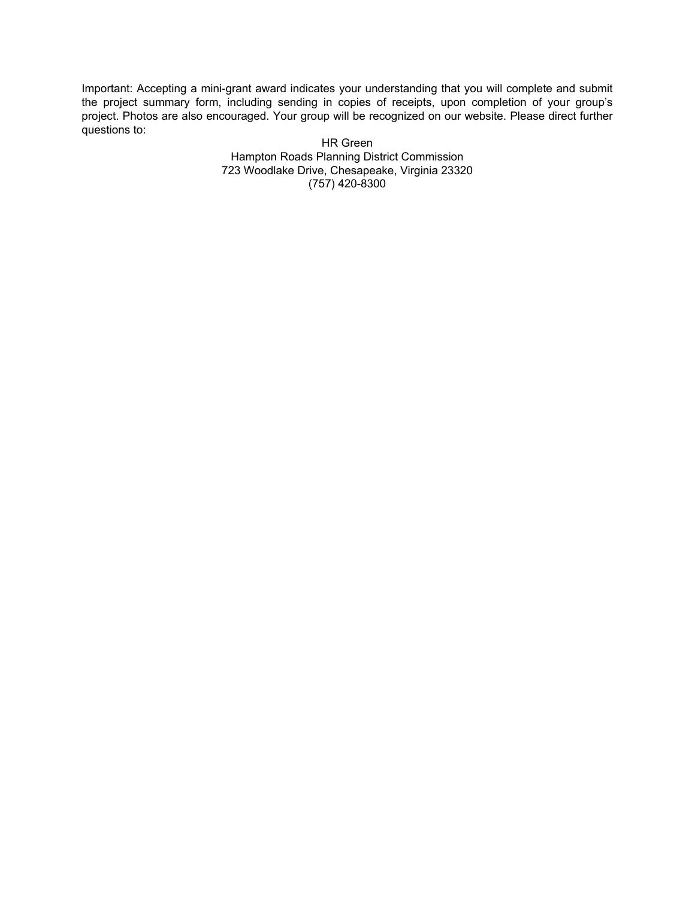Important: Accepting a mini-grant award indicates your understanding that you will complete and submit the project summary form, including sending in copies of receipts, upon completion of your group's project. Photos are also encouraged. Your group will be recognized on our website. Please direct further questions to:

HR Green  
Hampton Roads Planning District Commission  
723 Woodlake Drive, Chesapeake, Virginia 23320  
(757) 420-8300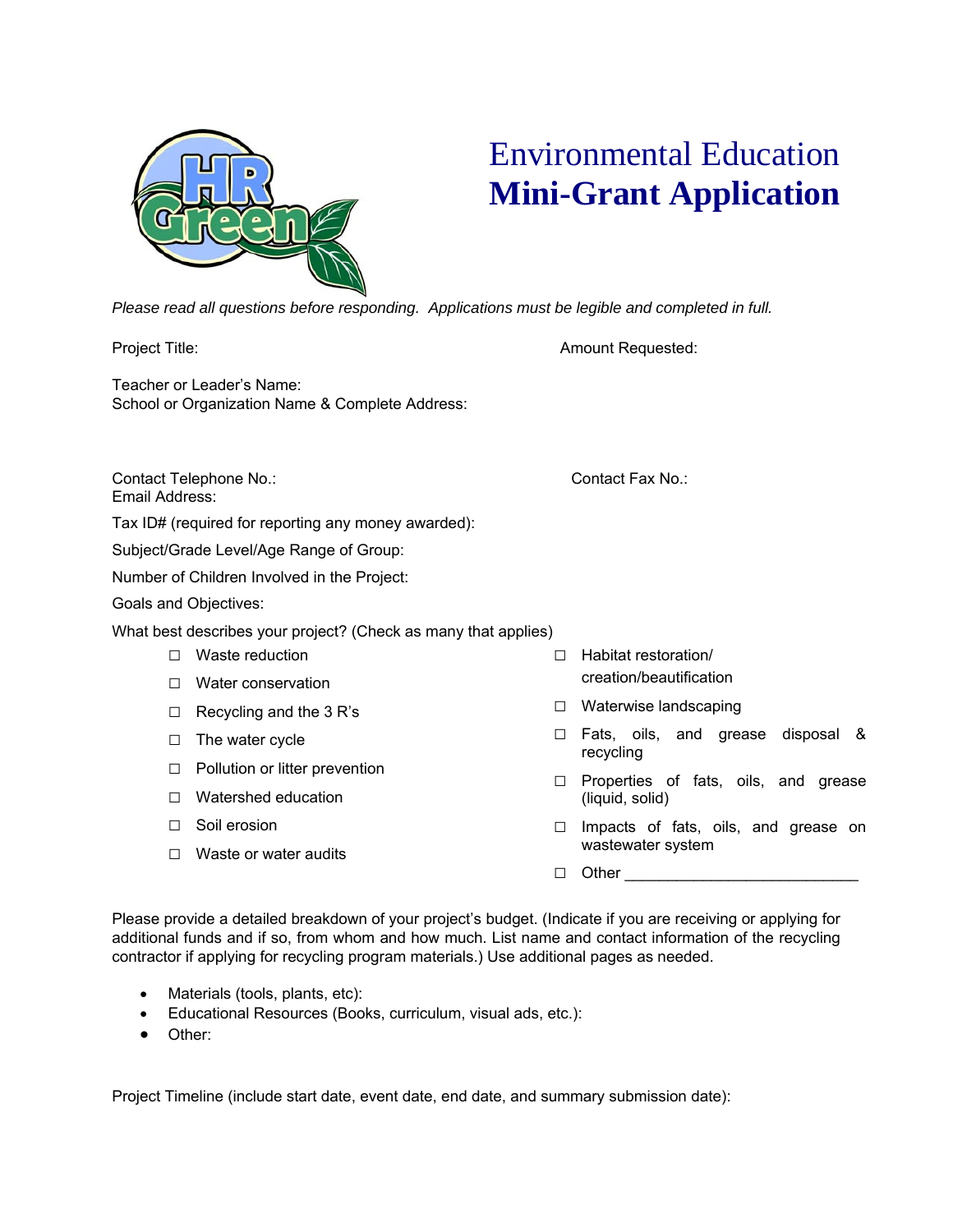# Environmental Education **Mini-Grant Application**

*Please read all questions before responding. Applications must be legible and completed in full.*

Project Title: Amount Requested:

Teacher or Leader's Name:
School or Organization Name & Complete Address:

Contact Telephone No.: Contact Fax No.:
Email Address:

Tax ID# (required for reporting any money awarded):

Subject/Grade Level/Age Range of Group:

Number of Children Involved in the Project:

Goals and Objectives:

What best describes your project? (Check as many that applies)

- ☐ Waste reduction
- ☐ Water conservation
- ☐ Recycling and the 3 R's
- ☐ The water cycle
- ☐ Pollution or litter prevention
- ☐ Watershed education
- ☐ Soil erosion
- ☐ Waste or water audits
- ☐ Habitat restoration/ creation/beautification
- ☐ Waterwise landscaping
- ☐ Fats, oils, and grease disposal & recycling
- ☐ Properties of fats, oils, and grease (liquid, solid)
- ☐ Impacts of fats, oils, and grease on wastewater system
- ☐ Other ___________________________

Please provide a detailed breakdown of your project's budget. (Indicate if you are receiving or applying for additional funds and if so, from whom and how much. List name and contact information of the recycling contractor if applying for recycling program materials.) Use additional pages as needed.

- Materials (tools, plants, etc):
- Educational Resources (Books, curriculum, visual ads, etc.):
- Other:

Project Timeline (include start date, event date, end date, and summary submission date):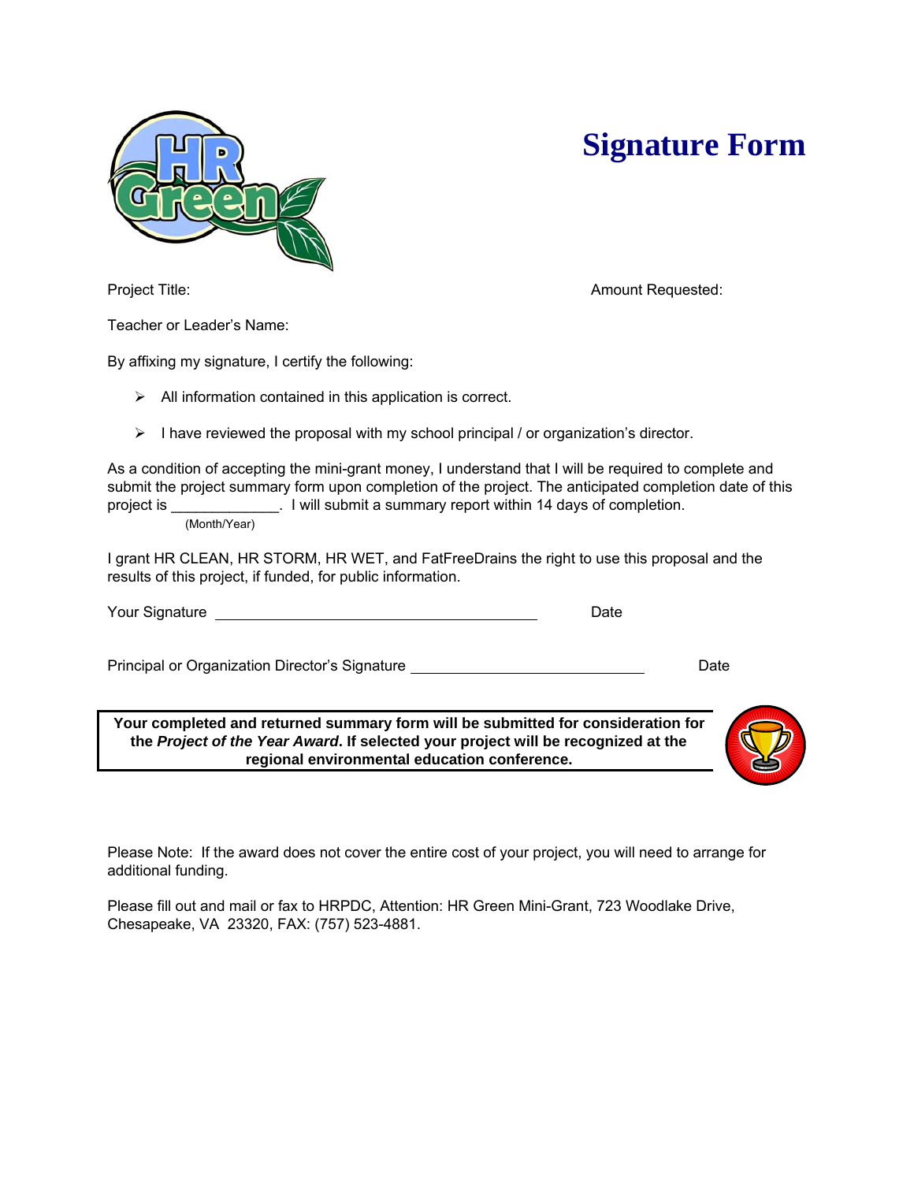# Signature Form

Project Title: Amount Requested:

Teacher or Leader's Name:

By affixing my signature, I certify the following:

- All information contained in this application is correct.
- I have reviewed the proposal with my school principal / or organization's director.

As a condition of accepting the mini-grant money, I understand that I will be required to complete and submit the project summary form upon completion of the project. The anticipated completion date of this project is _____________. I will submit a summary report within 14 days of completion.
(Month/Year)

I grant HR CLEAN, HR STORM, HR WET, and FatFreeDrains the right to use this proposal and the results of this project, if funded, for public information.

Your Signature ______________________________________ Date

Principal or Organization Director's Signature ___________________________ Date

**Your completed and returned summary form will be submitted for consideration for the *Project of the Year Award*. If selected your project will be recognized at the regional environmental education conference.**

Please Note: If the award does not cover the entire cost of your project, you will need to arrange for additional funding.

Please fill out and mail or fax to HRPDC, Attention: HR Green Mini-Grant, 723 Woodlake Drive, Chesapeake, VA 23320, FAX: (757) 523-4881.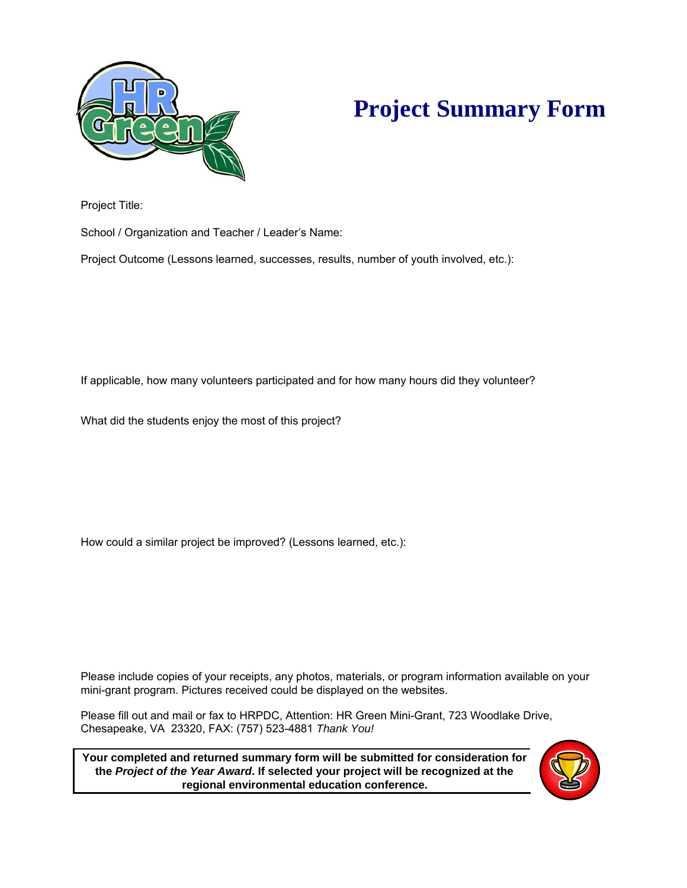# Project Summary Form

Project Title:

School / Organization and Teacher / Leader's Name:

Project Outcome (Lessons learned, successes, results, number of youth involved, etc.):

If applicable, how many volunteers participated and for how many hours did they volunteer?

What did the students enjoy the most of this project?

How could a similar project be improved? (Lessons learned, etc.):

Please include copies of your receipts, any photos, materials, or program information available on your mini-grant program. Pictures received could be displayed on the websites.

Please fill out and mail or fax to HRPDC, Attention: HR Green Mini-Grant, 723 Woodlake Drive, Chesapeake, VA 23320, FAX: (757) 523-4881 *Thank You!*

**Your completed and returned summary form will be submitted for consideration for the *Project of the Year Award*. If selected your project will be recognized at the regional environmental education conference.**